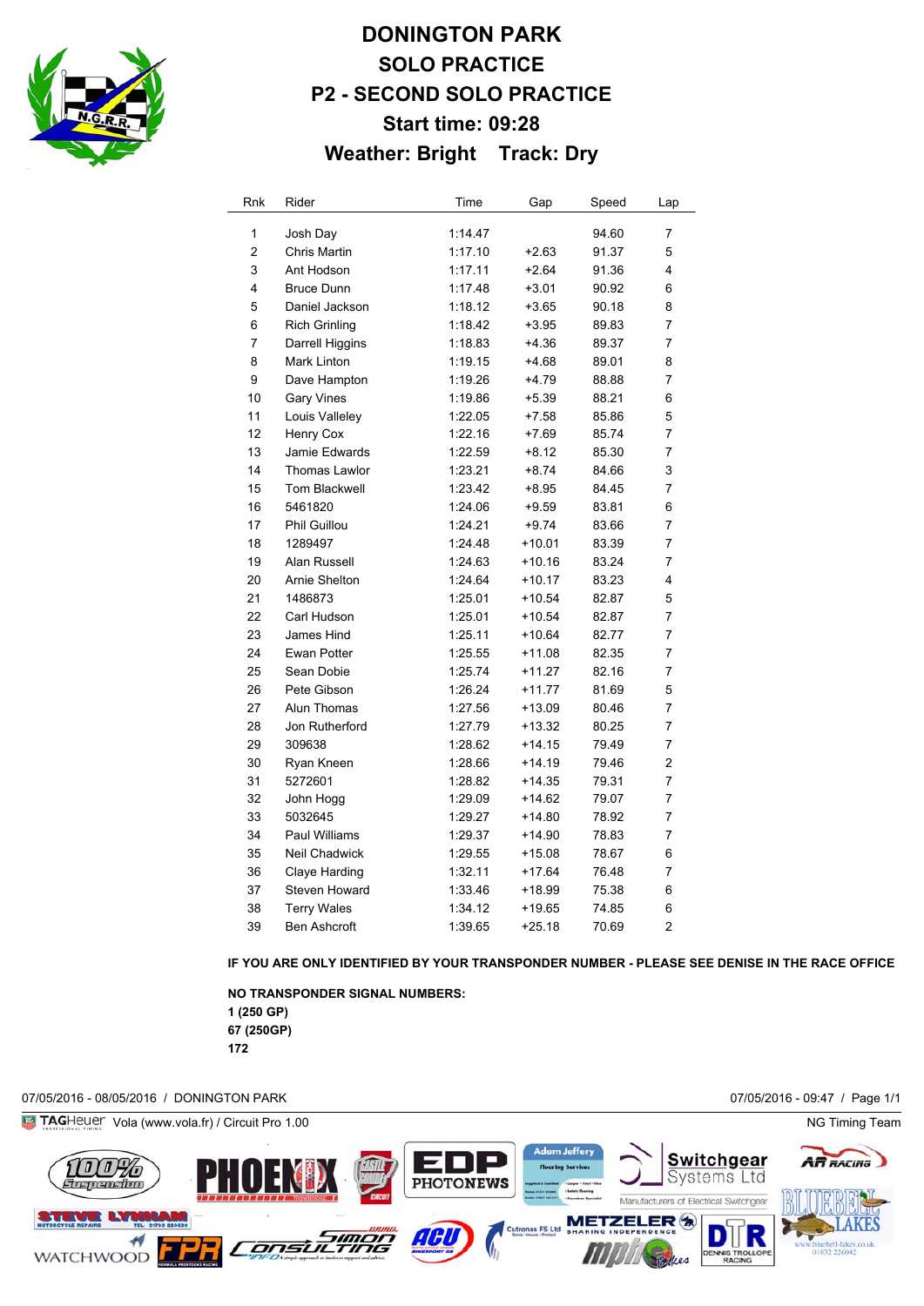# DONINGTON PARK

## SOLO PRACTICE

## P2 - SECOND SOLO PRACTICE

## Start time: 09:28

## Weather: Bright Track: Dry

| Rnk | Rider | Time | Gap | Speed | Lap |
|---|---|---|---|---|---|
| 1 | Josh Day | 1:14.47 | | 94.60 | 7 |
| 2 | Chris Martin | 1:17.10 | +2.63 | 91.37 | 5 |
| 3 | Ant Hodson | 1:17.11 | +2.64 | 91.36 | 4 |
| 4 | Bruce Dunn | 1:17.48 | +3.01 | 90.92 | 6 |
| 5 | Daniel Jackson | 1:18.12 | +3.65 | 90.18 | 8 |
| 6 | Rich Grinling | 1:18.42 | +3.95 | 89.83 | 7 |
| 7 | Darrell Higgins | 1:18.83 | +4.36 | 89.37 | 7 |
| 8 | Mark Linton | 1:19.15 | +4.68 | 89.01 | 8 |
| 9 | Dave Hampton | 1:19.26 | +4.79 | 88.88 | 7 |
| 10 | Gary Vines | 1:19.86 | +5.39 | 88.21 | 6 |
| 11 | Louis Valleley | 1:22.05 | +7.58 | 85.86 | 5 |
| 12 | Henry Cox | 1:22.16 | +7.69 | 85.74 | 7 |
| 13 | Jamie Edwards | 1:22.59 | +8.12 | 85.30 | 7 |
| 14 | Thomas Lawlor | 1:23.21 | +8.74 | 84.66 | 3 |
| 15 | Tom Blackwell | 1:23.42 | +8.95 | 84.45 | 7 |
| 16 | 5461820 | 1:24.06 | +9.59 | 83.81 | 6 |
| 17 | Phil Guillou | 1:24.21 | +9.74 | 83.66 | 7 |
| 18 | 1289497 | 1:24.48 | +10.01 | 83.39 | 7 |
| 19 | Alan Russell | 1:24.63 | +10.16 | 83.24 | 7 |
| 20 | Arnie Shelton | 1:24.64 | +10.17 | 83.23 | 4 |
| 21 | 1486873 | 1:25.01 | +10.54 | 82.87 | 5 |
| 22 | Carl Hudson | 1:25.01 | +10.54 | 82.87 | 7 |
| 23 | James Hind | 1:25.11 | +10.64 | 82.77 | 7 |
| 24 | Ewan Potter | 1:25.55 | +11.08 | 82.35 | 7 |
| 25 | Sean Dobie | 1:25.74 | +11.27 | 82.16 | 7 |
| 26 | Pete Gibson | 1:26.24 | +11.77 | 81.69 | 5 |
| 27 | Alun Thomas | 1:27.56 | +13.09 | 80.46 | 7 |
| 28 | Jon Rutherford | 1:27.79 | +13.32 | 80.25 | 7 |
| 29 | 309638 | 1:28.62 | +14.15 | 79.49 | 7 |
| 30 | Ryan Kneen | 1:28.66 | +14.19 | 79.46 | 2 |
| 31 | 5272601 | 1:28.82 | +14.35 | 79.31 | 7 |
| 32 | John Hogg | 1:29.09 | +14.62 | 79.07 | 7 |
| 33 | 5032645 | 1:29.27 | +14.80 | 78.92 | 7 |
| 34 | Paul Williams | 1:29.37 | +14.90 | 78.83 | 7 |
| 35 | Neil Chadwick | 1:29.55 | +15.08 | 78.67 | 6 |
| 36 | Claye Harding | 1:32.11 | +17.64 | 76.48 | 7 |
| 37 | Steven Howard | 1:33.46 | +18.99 | 75.38 | 6 |
| 38 | Terry Wales | 1:34.12 | +19.65 | 74.85 | 6 |
| 39 | Ben Ashcroft | 1:39.65 | +25.18 | 70.69 | 2 |

**IF YOU ARE ONLY IDENTIFIED BY YOUR TRANSPONDER NUMBER - PLEASE SEE DENISE IN THE RACE OFFICE**

**NO TRANSPONDER SIGNAL NUMBERS:**
**1 (250 GP)**
**67 (250GP)**
**172**

07/05/2016 - 08/05/2016 / DONINGTON PARK 07/05/2016 - 09:47

TAGHeuer Vola (www.vola.fr) / Circuit Pro 1.00 NG Timing Team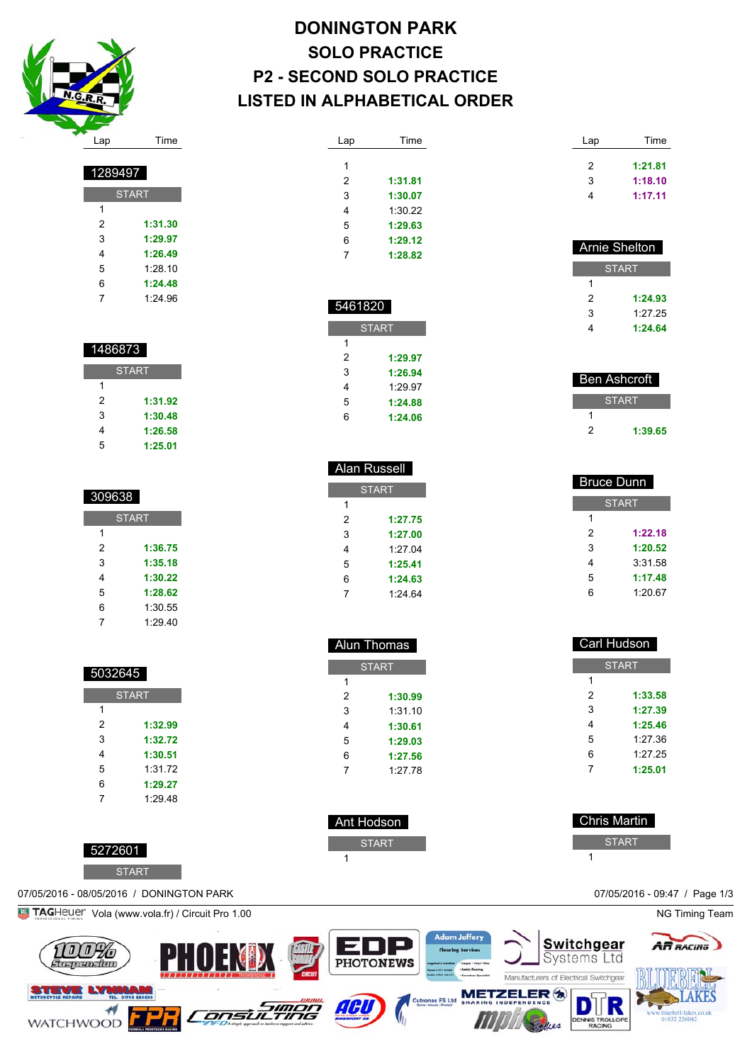# DONINGTON PARK
## SOLO PRACTICE
## P2 - SECOND SOLO PRACTICE
## LISTED IN ALPHABETICAL ORDER

### 1289497

| Lap | Time |
|---|---|
| START | |
| 1 | |
| 2 | **1:31.30** |
| 3 | **1:29.97** |
| 4 | **1:26.49** |
| 5 | 1:28.10 |
| 6 | **1:24.48** |
| 7 | 1:24.96 |

### 1486873

| Lap | Time |
|---|---|
| START | |
| 1 | |
| 2 | **1:31.92** |
| 3 | **1:30.48** |
| 4 | **1:26.58** |
| 5 | **1:25.01** |

### 309638

| Lap | Time |
|---|---|
| START | |
| 1 | |
| 2 | **1:36.75** |
| 3 | **1:35.18** |
| 4 | **1:30.22** |
| 5 | **1:28.62** |
| 6 | 1:30.55 |
| 7 | 1:29.40 |

### 5032645

| Lap | Time |
|---|---|
| START | |
| 1 | |
| 2 | **1:32.99** |
| 3 | **1:32.72** |
| 4 | **1:30.51** |
| 5 | 1:31.72 |
| 6 | **1:29.27** |
| 7 | 1:29.48 |

### 5272601

| Lap | Time |
|---|---|
| START | |
| 1 | |
| 2 | **1:31.81** |
| 3 | **1:30.07** |
| 4 | 1:30.22 |
| 5 | **1:29.63** |
| 6 | **1:29.12** |
| 7 | **1:28.82** |

### 5461820

| Lap | Time |
|---|---|
| START | |
| 1 | |
| 2 | **1:29.97** |
| 3 | **1:26.94** |
| 4 | 1:29.97 |
| 5 | **1:24.88** |
| 6 | **1:24.06** |

### Alan Russell

| Lap | Time |
|---|---|
| START | |
| 1 | |
| 2 | **1:27.75** |
| 3 | **1:27.00** |
| 4 | 1:27.04 |
| 5 | **1:25.41** |
| 6 | **1:24.63** |
| 7 | 1:24.64 |

### Alun Thomas

| Lap | Time |
|---|---|
| START | |
| 1 | |
| 2 | **1:30.99** |
| 3 | 1:31.10 |
| 4 | **1:30.61** |
| 5 | **1:29.03** |
| 6 | **1:27.56** |
| 7 | 1:27.78 |

### Ant Hodson

| Lap | Time |
|---|---|
| START | |
| 1 | |
| 2 | **1:21.81** |
| 3 | **1:18.10** |
| 4 | **1:17.11** |

### Arnie Shelton

| Lap | Time |
|---|---|
| START | |
| 1 | |
| 2 | **1:24.93** |
| 3 | 1:27.25 |
| 4 | **1:24.64** |

### Ben Ashcroft

| Lap | Time |
|---|---|
| START | |
| 1 | |
| 2 | **1:39.65** |

### Bruce Dunn

| Lap | Time |
|---|---|
| START | |
| 1 | |
| 2 | **1:22.18** |
| 3 | **1:20.52** |
| 4 | 3:31.58 |
| 5 | **1:17.48** |
| 6 | 1:20.67 |

### Carl Hudson

| Lap | Time |
|---|---|
| START | |
| 1 | |
| 2 | **1:33.58** |
| 3 | **1:27.39** |
| 4 | **1:25.46** |
| 5 | 1:27.36 |
| 6 | 1:27.25 |
| 7 | **1:25.01** |

### Chris Martin

| Lap | Time |
|---|---|
| START | |
| 1 | |

07/05/2016 - 08/05/2016 / DONINGTON PARK

07/05/2016 - 09:47

Vola (www.vola.fr) / Circuit Pro 1.00

NG Timing Team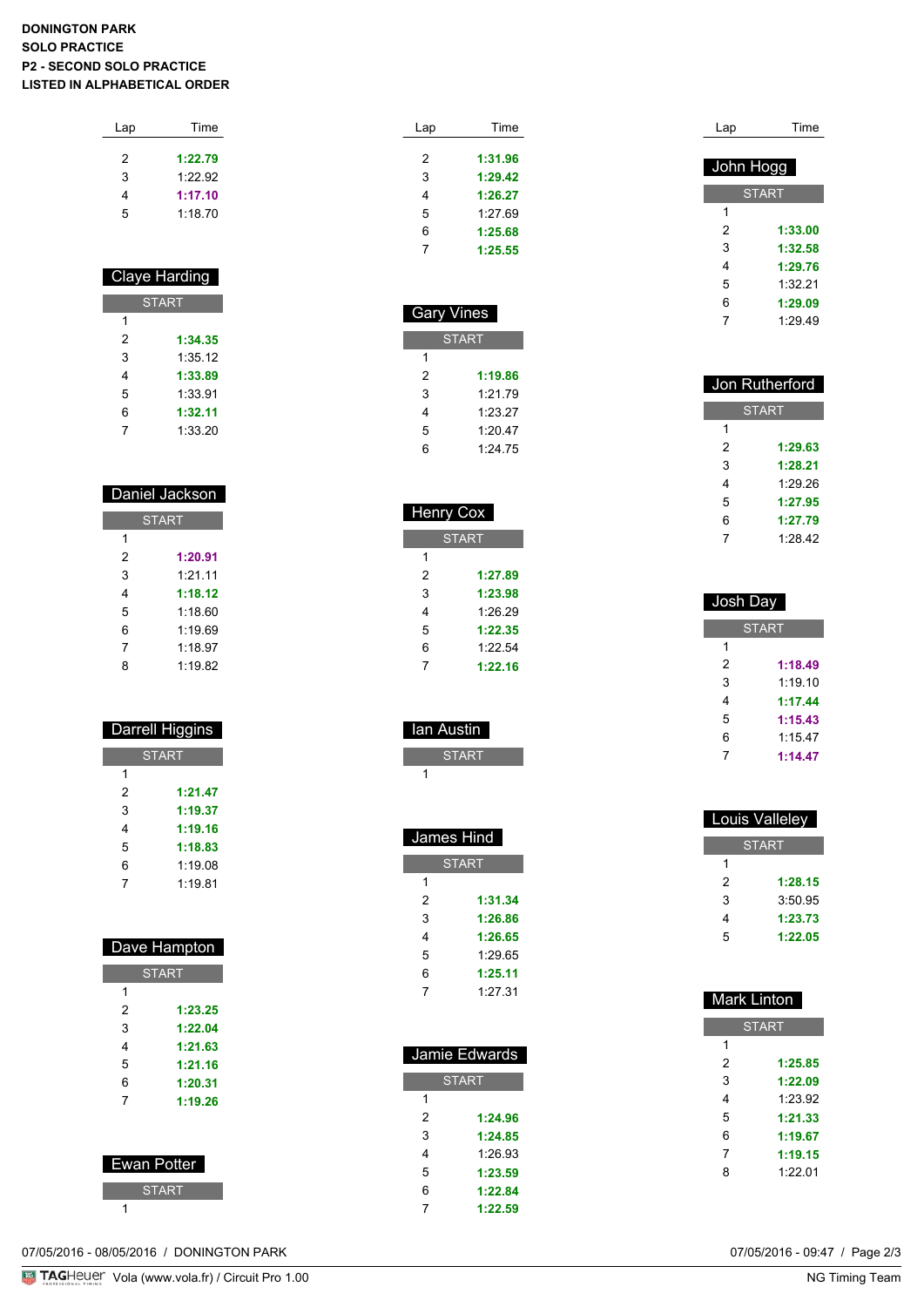**DONINGTON PARK**
**SOLO PRACTICE**
**P2 - SECOND SOLO PRACTICE**
**LISTED IN ALPHABETICAL ORDER**

| Lap | Time |
|---|---|
| 2 | **1:22.79** |
| 3 | 1:22.92 |
| 4 | **1:17.10** |
| 5 | 1:18.70 |

### Claye Harding

| Lap | Time |
|---|---|
| START | |
| 1 | |
| 2 | **1:34.35** |
| 3 | 1:35.12 |
| 4 | **1:33.89** |
| 5 | 1:33.91 |
| 6 | **1:32.11** |
| 7 | 1:33.20 |

### Daniel Jackson

| Lap | Time |
|---|---|
| START | |
| 1 | |
| 2 | **1:20.91** |
| 3 | 1:21.11 |
| 4 | **1:18.12** |
| 5 | 1:18.60 |
| 6 | 1:19.69 |
| 7 | 1:18.97 |
| 8 | 1:19.82 |

### Darrell Higgins

| Lap | Time |
|---|---|
| START | |
| 1 | |
| 2 | **1:21.47** |
| 3 | **1:19.37** |
| 4 | **1:19.16** |
| 5 | **1:18.83** |
| 6 | 1:19.08 |
| 7 | 1:19.81 |

### Dave Hampton

| Lap | Time |
|---|---|
| START | |
| 1 | |
| 2 | **1:23.25** |
| 3 | **1:22.04** |
| 4 | **1:21.63** |
| 5 | **1:21.16** |
| 6 | **1:20.31** |
| 7 | **1:19.26** |

### Ewan Potter

| Lap | Time |
|---|---|
| START | |
| 1 | |

---

| Lap | Time |
|---|---|
| 2 | **1:31.96** |
| 3 | **1:29.42** |
| 4 | **1:26.27** |
| 5 | 1:27.69 |
| 6 | **1:25.68** |
| 7 | **1:25.55** |

### Gary Vines

| Lap | Time |
|---|---|
| START | |
| 1 | |
| 2 | **1:19.86** |
| 3 | 1:21.79 |
| 4 | 1:23.27 |
| 5 | 1:20.47 |
| 6 | 1:24.75 |

### Henry Cox

| Lap | Time |
|---|---|
| START | |
| 1 | |
| 2 | **1:27.89** |
| 3 | **1:23.98** |
| 4 | 1:26.29 |
| 5 | **1:22.35** |
| 6 | 1:22.54 |
| 7 | **1:22.16** |

### Ian Austin

| Lap | Time |
|---|---|
| START | |
| 1 | |

### James Hind

| Lap | Time |
|---|---|
| START | |
| 1 | |
| 2 | **1:31.34** |
| 3 | **1:26.86** |
| 4 | **1:26.65** |
| 5 | 1:29.65 |
| 6 | **1:25.11** |
| 7 | 1:27.31 |

### Jamie Edwards

| Lap | Time |
|---|---|
| START | |
| 1 | |
| 2 | **1:24.96** |
| 3 | **1:24.85** |
| 4 | 1:26.93 |
| 5 | **1:23.59** |
| 6 | **1:22.84** |
| 7 | **1:22.59** |

---

### John Hogg

| Lap | Time |
|---|---|
| START | |
| 1 | |
| 2 | **1:33.00** |
| 3 | **1:32.58** |
| 4 | **1:29.76** |
| 5 | 1:32.21 |
| 6 | **1:29.09** |
| 7 | 1:29.49 |

### Jon Rutherford

| Lap | Time |
|---|---|
| START | |
| 1 | |
| 2 | **1:29.63** |
| 3 | **1:28.21** |
| 4 | 1:29.26 |
| 5 | **1:27.95** |
| 6 | **1:27.79** |
| 7 | 1:28.42 |

### Josh Day

| Lap | Time |
|---|---|
| START | |
| 1 | |
| 2 | **1:18.49** |
| 3 | 1:19.10 |
| 4 | **1:17.44** |
| 5 | **1:15.43** |
| 6 | 1:15.47 |
| 7 | **1:14.47** |

### Louis Valleley

| Lap | Time |
|---|---|
| START | |
| 1 | |
| 2 | **1:28.15** |
| 3 | 3:50.95 |
| 4 | **1:23.73** |
| 5 | **1:22.05** |

### Mark Linton

| Lap | Time |
|---|---|
| START | |
| 1 | |
| 2 | **1:25.85** |
| 3 | **1:22.09** |
| 4 | 1:23.92 |
| 5 | **1:21.33** |
| 6 | **1:19.67** |
| 7 | **1:19.15** |
| 8 | 1:22.01 |

07/05/2016 - 08/05/2016 / DONINGTON PARK

07/05/2016 - 09:47

TAGHeuer Vola (www.vola.fr) / Circuit Pro 1.00

NG Timing Team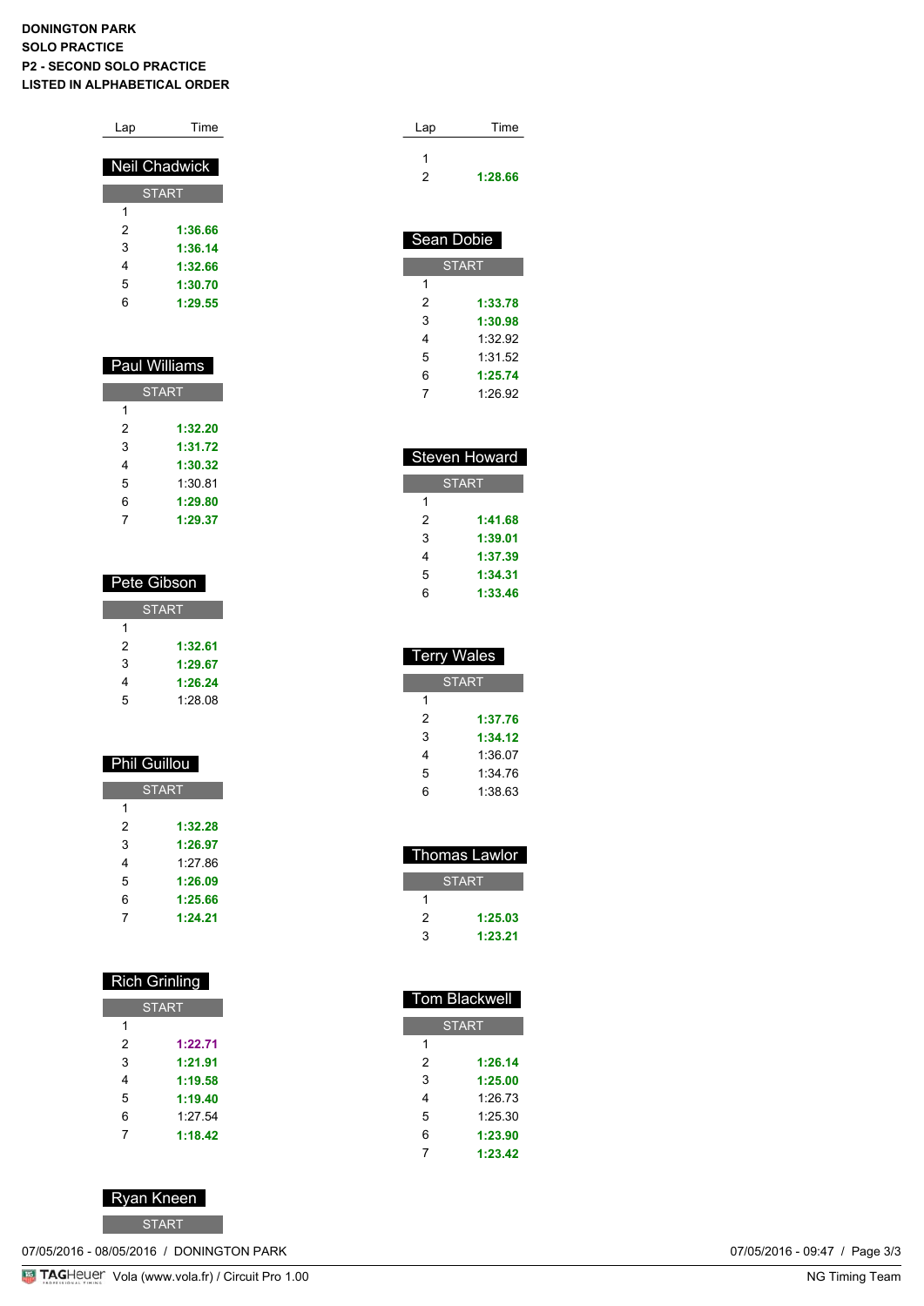**DONINGTON PARK**
**SOLO PRACTICE**
**P2 - SECOND SOLO PRACTICE**
**LISTED IN ALPHABETICAL ORDER**

### Neil Chadwick

| Lap | Time |
|---|---|
| START | |
| 1 | |
| 2 | **1:36.66** |
| 3 | **1:36.14** |
| 4 | **1:32.66** |
| 5 | **1:30.70** |
| 6 | **1:29.55** |

### Paul Williams

| Lap | Time |
|---|---|
| START | |
| 1 | |
| 2 | **1:32.20** |
| 3 | **1:31.72** |
| 4 | **1:30.32** |
| 5 | 1:30.81 |
| 6 | **1:29.80** |
| 7 | **1:29.37** |

### Pete Gibson

| Lap | Time |
|---|---|
| START | |
| 1 | |
| 2 | **1:32.61** |
| 3 | **1:29.67** |
| 4 | **1:26.24** |
| 5 | 1:28.08 |

### Phil Guillou

| Lap | Time |
|---|---|
| START | |
| 1 | |
| 2 | **1:32.28** |
| 3 | **1:26.97** |
| 4 | 1:27.86 |
| 5 | **1:26.09** |
| 6 | **1:25.66** |
| 7 | **1:24.21** |

### Rich Grinling

| Lap | Time |
|---|---|
| START | |
| 1 | |
| 2 | **1:22.71** |
| 3 | **1:21.91** |
| 4 | **1:19.58** |
| 5 | **1:19.40** |
| 6 | 1:27.54 |
| 7 | **1:18.42** |

### Ryan Kneen

| Lap | Time |
|---|---|
| START | |
| 1 | |
| 2 | **1:28.66** |

### Sean Dobie

| Lap | Time |
|---|---|
| START | |
| 1 | |
| 2 | **1:33.78** |
| 3 | **1:30.98** |
| 4 | 1:32.92 |
| 5 | 1:31.52 |
| 6 | **1:25.74** |
| 7 | 1:26.92 |

### Steven Howard

| Lap | Time |
|---|---|
| START | |
| 1 | |
| 2 | **1:41.68** |
| 3 | **1:39.01** |
| 4 | **1:37.39** |
| 5 | **1:34.31** |
| 6 | **1:33.46** |

### Terry Wales

| Lap | Time |
|---|---|
| START | |
| 1 | |
| 2 | **1:37.76** |
| 3 | **1:34.12** |
| 4 | 1:36.07 |
| 5 | 1:34.76 |
| 6 | 1:38.63 |

### Thomas Lawlor

| Lap | Time |
|---|---|
| START | |
| 1 | |
| 2 | **1:25.03** |
| 3 | **1:23.21** |

### Tom Blackwell

| Lap | Time |
|---|---|
| START | |
| 1 | |
| 2 | **1:26.14** |
| 3 | **1:25.00** |
| 4 | 1:26.73 |
| 5 | 1:25.30 |
| 6 | **1:23.90** |
| 7 | **1:23.42** |

07/05/2016 - 08/05/2016 / DONINGTON PARK

07/05/2016 - 09:47

TAGHeuer Vola (www.vola.fr) / Circuit Pro 1.00

NG Timing Team